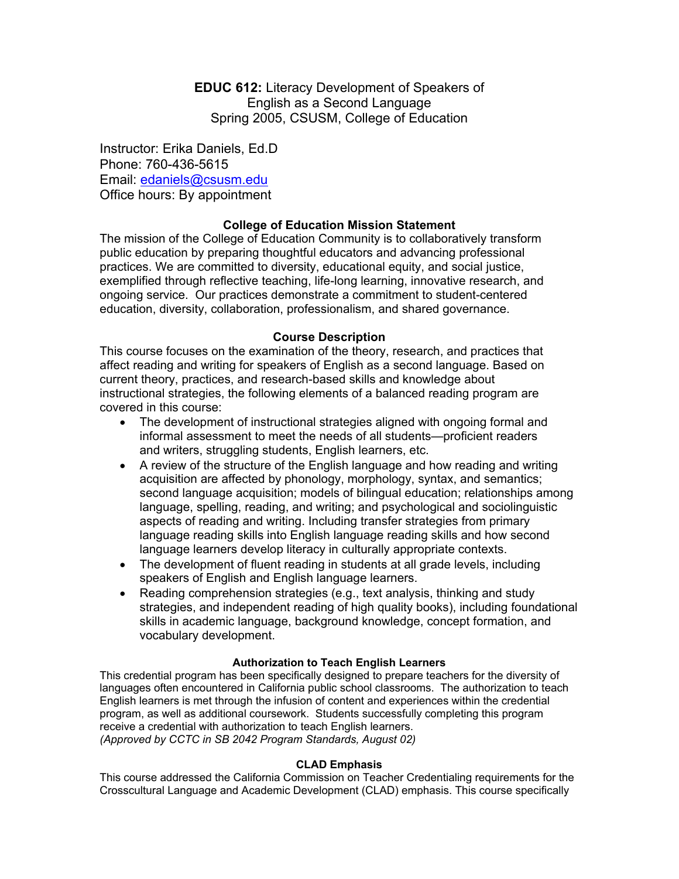**EDUC 612:** Literacy Development of Speakers of English as a Second Language
Spring 2005, CSUSM, College of Education

Instructor: Erika Daniels, Ed.D
Phone: 760-436-5615
Email: edaniels@csusm.edu
Office hours: By appointment

### College of Education Mission Statement

The mission of the College of Education Community is to collaboratively transform public education by preparing thoughtful educators and advancing professional practices. We are committed to diversity, educational equity, and social justice, exemplified through reflective teaching, life-long learning, innovative research, and ongoing service. Our practices demonstrate a commitment to student-centered education, diversity, collaboration, professionalism, and shared governance.

### Course Description

This course focuses on the examination of the theory, research, and practices that affect reading and writing for speakers of English as a second language. Based on current theory, practices, and research-based skills and knowledge about instructional strategies, the following elements of a balanced reading program are covered in this course:

- The development of instructional strategies aligned with ongoing formal and informal assessment to meet the needs of all students—proficient readers and writers, struggling students, English learners, etc.
- A review of the structure of the English language and how reading and writing acquisition are affected by phonology, morphology, syntax, and semantics; second language acquisition; models of bilingual education; relationships among language, spelling, reading, and writing; and psychological and sociolinguistic aspects of reading and writing. Including transfer strategies from primary language reading skills into English language reading skills and how second language learners develop literacy in culturally appropriate contexts.
- The development of fluent reading in students at all grade levels, including speakers of English and English language learners.
- Reading comprehension strategies (e.g., text analysis, thinking and study strategies, and independent reading of high quality books), including foundational skills in academic language, background knowledge, concept formation, and vocabulary development.

#### Authorization to Teach English Learners

This credential program has been specifically designed to prepare teachers for the diversity of languages often encountered in California public school classrooms. The authorization to teach English learners is met through the infusion of content and experiences within the credential program, as well as additional coursework. Students successfully completing this program receive a credential with authorization to teach English learners.
*(Approved by CCTC in SB 2042 Program Standards, August 02)*

#### CLAD Emphasis

This course addressed the California Commission on Teacher Credentialing requirements for the Crosscultural Language and Academic Development (CLAD) emphasis. This course specifically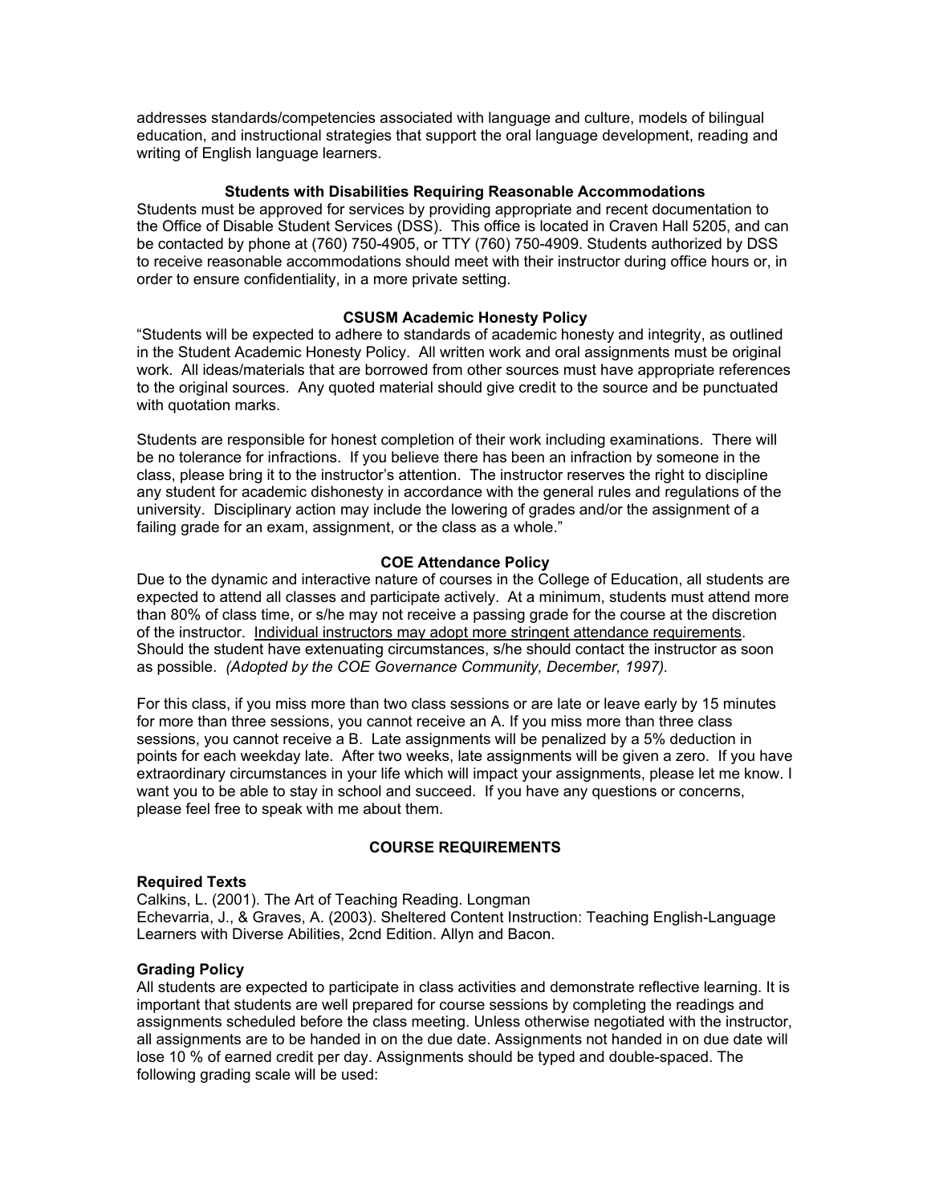addresses standards/competencies associated with language and culture, models of bilingual education, and instructional strategies that support the oral language development, reading and writing of English language learners.

### Students with Disabilities Requiring Reasonable Accommodations

Students must be approved for services by providing appropriate and recent documentation to the Office of Disable Student Services (DSS). This office is located in Craven Hall 5205, and can be contacted by phone at (760) 750-4905, or TTY (760) 750-4909. Students authorized by DSS to receive reasonable accommodations should meet with their instructor during office hours or, in order to ensure confidentiality, in a more private setting.

### CSUSM Academic Honesty Policy

"Students will be expected to adhere to standards of academic honesty and integrity, as outlined in the Student Academic Honesty Policy. All written work and oral assignments must be original work. All ideas/materials that are borrowed from other sources must have appropriate references to the original sources. Any quoted material should give credit to the source and be punctuated with quotation marks.

Students are responsible for honest completion of their work including examinations. There will be no tolerance for infractions. If you believe there has been an infraction by someone in the class, please bring it to the instructor's attention. The instructor reserves the right to discipline any student for academic dishonesty in accordance with the general rules and regulations of the university. Disciplinary action may include the lowering of grades and/or the assignment of a failing grade for an exam, assignment, or the class as a whole."

### COE Attendance Policy

Due to the dynamic and interactive nature of courses in the College of Education, all students are expected to attend all classes and participate actively. At a minimum, students must attend more than 80% of class time, or s/he may not receive a passing grade for the course at the discretion of the instructor. Individual instructors may adopt more stringent attendance requirements. Should the student have extenuating circumstances, s/he should contact the instructor as soon as possible. *(Adopted by the COE Governance Community, December, 1997).*

For this class, if you miss more than two class sessions or are late or leave early by 15 minutes for more than three sessions, you cannot receive an A. If you miss more than three class sessions, you cannot receive a B. Late assignments will be penalized by a 5% deduction in points for each weekday late. After two weeks, late assignments will be given a zero. If you have extraordinary circumstances in your life which will impact your assignments, please let me know. I want you to be able to stay in school and succeed. If you have any questions or concerns, please feel free to speak with me about them.

## COURSE REQUIREMENTS

**Required Texts**

Calkins, L. (2001). The Art of Teaching Reading. Longman

Echevarria, J., & Graves, A. (2003). Sheltered Content Instruction: Teaching English-Language Learners with Diverse Abilities, 2cnd Edition. Allyn and Bacon.

**Grading Policy**

All students are expected to participate in class activities and demonstrate reflective learning. It is important that students are well prepared for course sessions by completing the readings and assignments scheduled before the class meeting. Unless otherwise negotiated with the instructor, all assignments are to be handed in on the due date. Assignments not handed in on due date will lose 10 % of earned credit per day. Assignments should be typed and double-spaced. The following grading scale will be used: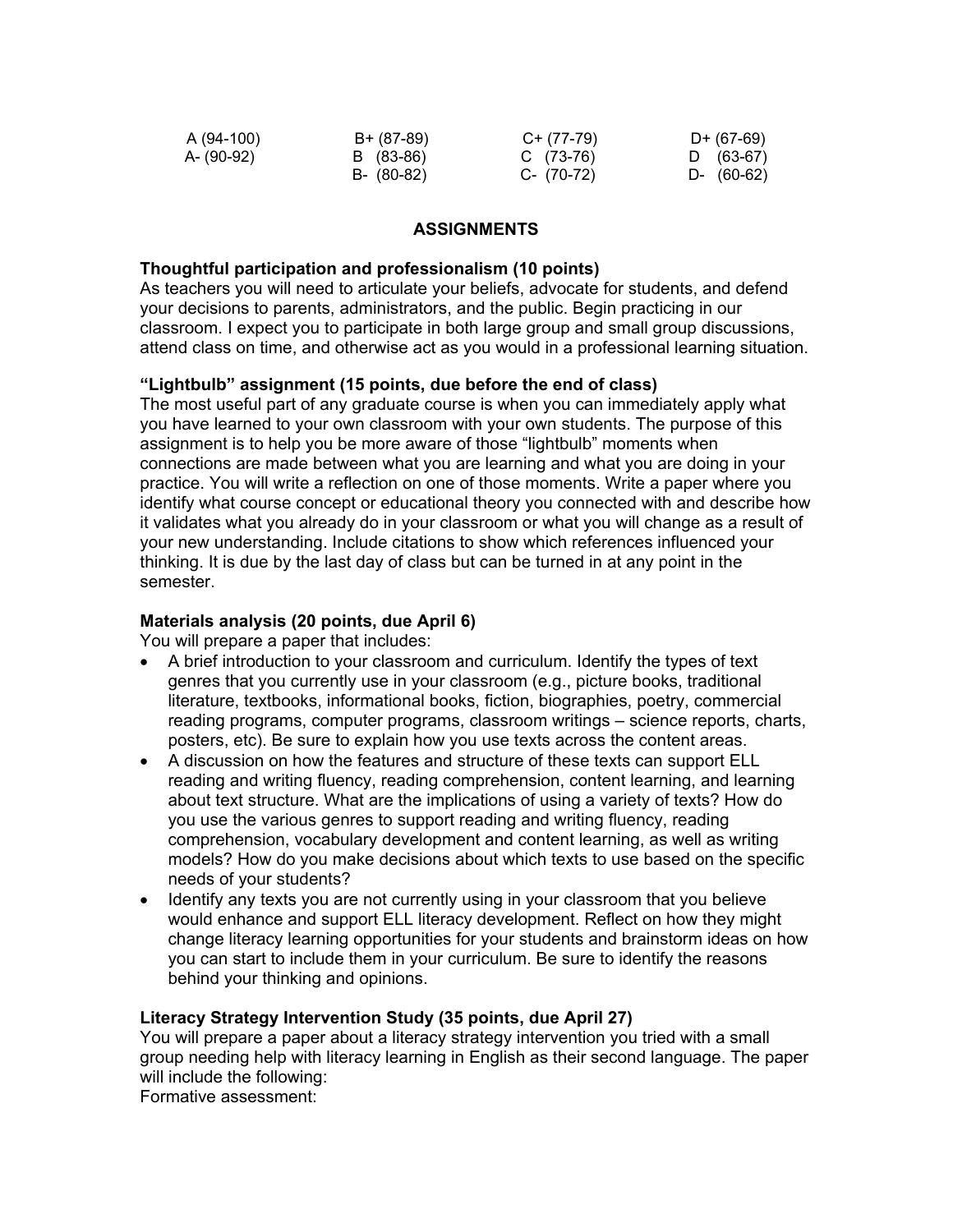| | | | |
|---|---|---|---|
| A (94-100) | B+ (87-89) | C+ (77-79) | D+ (67-69) |
| A- (90-92) | B (83-86) | C (73-76) | D (63-67) |
| | B- (80-82) | C- (70-72) | D- (60-62) |

## ASSIGNMENTS

**Thoughtful participation and professionalism (10 points)**
As teachers you will need to articulate your beliefs, advocate for students, and defend your decisions to parents, administrators, and the public. Begin practicing in our classroom. I expect you to participate in both large group and small group discussions, attend class on time, and otherwise act as you would in a professional learning situation.

**"Lightbulb" assignment (15 points, due before the end of class)**
The most useful part of any graduate course is when you can immediately apply what you have learned to your own classroom with your own students. The purpose of this assignment is to help you be more aware of those "lightbulb" moments when connections are made between what you are learning and what you are doing in your practice. You will write a reflection on one of those moments. Write a paper where you identify what course concept or educational theory you connected with and describe how it validates what you already do in your classroom or what you will change as a result of your new understanding. Include citations to show which references influenced your thinking. It is due by the last day of class but can be turned in at any point in the semester.

**Materials analysis (20 points, due April 6)**
You will prepare a paper that includes:

- A brief introduction to your classroom and curriculum. Identify the types of text genres that you currently use in your classroom (e.g., picture books, traditional literature, textbooks, informational books, fiction, biographies, poetry, commercial reading programs, computer programs, classroom writings – science reports, charts, posters, etc). Be sure to explain how you use texts across the content areas.
- A discussion on how the features and structure of these texts can support ELL reading and writing fluency, reading comprehension, content learning, and learning about text structure. What are the implications of using a variety of texts? How do you use the various genres to support reading and writing fluency, reading comprehension, vocabulary development and content learning, as well as writing models? How do you make decisions about which texts to use based on the specific needs of your students?
- Identify any texts you are not currently using in your classroom that you believe would enhance and support ELL literacy development. Reflect on how they might change literacy learning opportunities for your students and brainstorm ideas on how you can start to include them in your curriculum. Be sure to identify the reasons behind your thinking and opinions.

**Literacy Strategy Intervention Study (35 points, due April 27)**
You will prepare a paper about a literacy strategy intervention you tried with a small group needing help with literacy learning in English as their second language. The paper will include the following:
Formative assessment: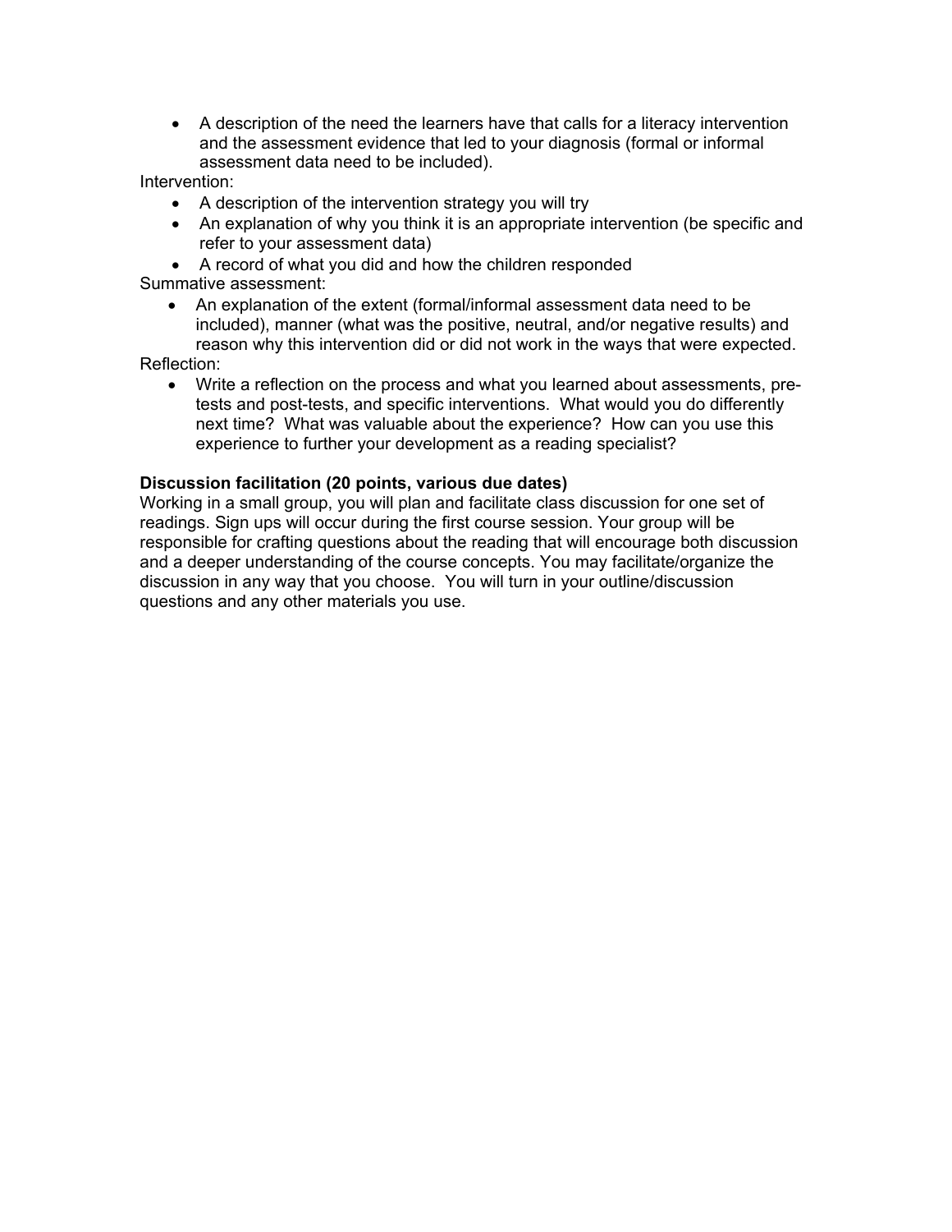- A description of the need the learners have that calls for a literacy intervention and the assessment evidence that led to your diagnosis (formal or informal assessment data need to be included).

Intervention:

- A description of the intervention strategy you will try
- An explanation of why you think it is an appropriate intervention (be specific and refer to your assessment data)
- A record of what you did and how the children responded

Summative assessment:

- An explanation of the extent (formal/informal assessment data need to be included), manner (what was the positive, neutral, and/or negative results) and reason why this intervention did or did not work in the ways that were expected.

Reflection:

- Write a reflection on the process and what you learned about assessments, pre-tests and post-tests, and specific interventions. What would you do differently next time? What was valuable about the experience? How can you use this experience to further your development as a reading specialist?

**Discussion facilitation (20 points, various due dates)**
Working in a small group, you will plan and facilitate class discussion for one set of readings. Sign ups will occur during the first course session. Your group will be responsible for crafting questions about the reading that will encourage both discussion and a deeper understanding of the course concepts. You may facilitate/organize the discussion in any way that you choose. You will turn in your outline/discussion questions and any other materials you use.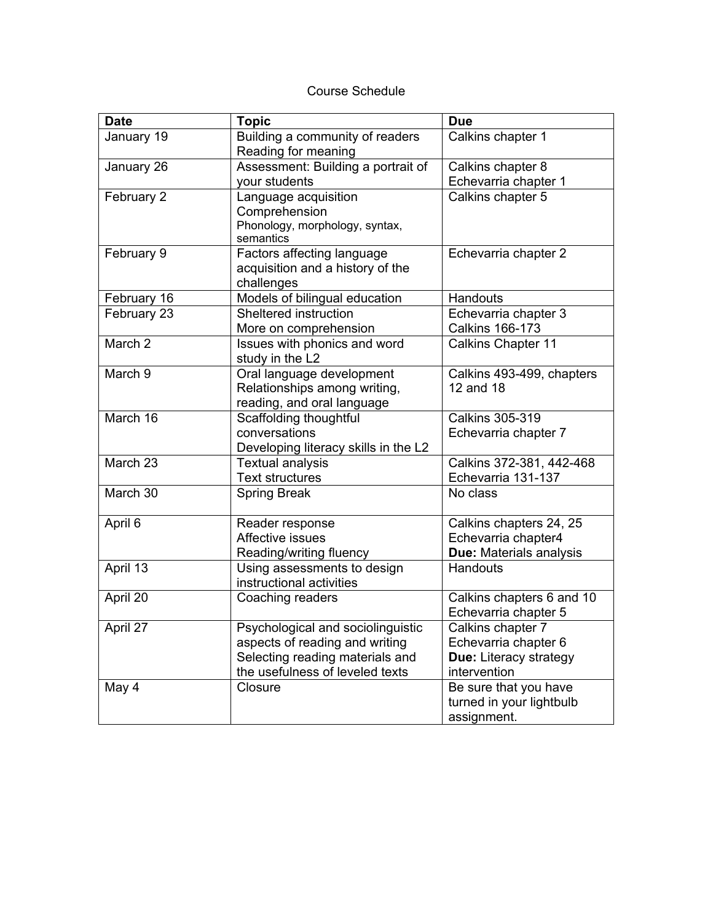Course Schedule

| Date | Topic | Due |
| --- | --- | --- |
| January 19 | Building a community of readers<br>Reading for meaning | Calkins chapter 1 |
| January 26 | Assessment: Building a portrait of your students | Calkins chapter 8<br>Echevarria chapter 1 |
| February 2 | Language acquisition<br>Comprehension<br>Phonology, morphology, syntax, semantics | Calkins chapter 5 |
| February 9 | Factors affecting language acquisition and a history of the challenges | Echevarria chapter 2 |
| February 16 | Models of bilingual education | Handouts |
| February 23 | Sheltered instruction<br>More on comprehension | Echevarria chapter 3<br>Calkins 166-173 |
| March 2 | Issues with phonics and word study in the L2 | Calkins Chapter 11 |
| March 9 | Oral language development<br>Relationships among writing, reading, and oral language | Calkins 493-499, chapters 12 and 18 |
| March 16 | Scaffolding thoughtful conversations<br>Developing literacy skills in the L2 | Calkins 305-319<br>Echevarria chapter 7 |
| March 23 | Textual analysis<br>Text structures | Calkins 372-381, 442-468<br>Echevarria 131-137 |
| March 30 | Spring Break | No class |
| April 6 | Reader response<br>Affective issues<br>Reading/writing fluency | Calkins chapters 24, 25<br>Echevarria chapter4<br>**Due:** Materials analysis |
| April 13 | Using assessments to design instructional activities | Handouts |
| April 20 | Coaching readers | Calkins chapters 6 and 10<br>Echevarria chapter 5 |
| April 27 | Psychological and sociolinguistic aspects of reading and writing<br>Selecting reading materials and the usefulness of leveled texts | Calkins chapter 7<br>Echevarria chapter 6<br>**Due:** Literacy strategy intervention |
| May 4 | Closure | Be sure that you have turned in your lightbulb assignment. |